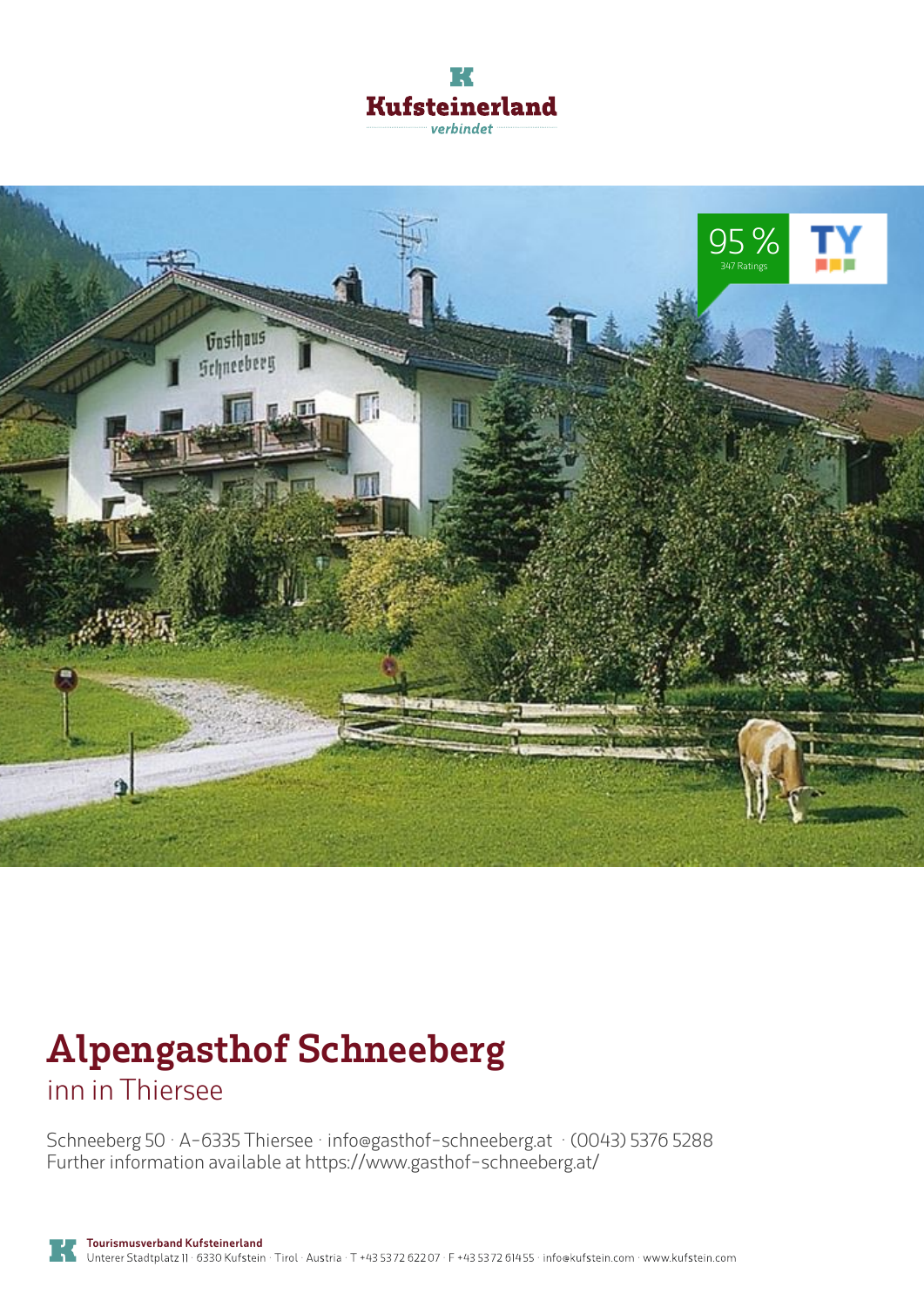Kufsteinerland
verbindet

95 %
347 Ratings

# Alpengasthof Schneeberg

inn in Thiersee

Schneeberg 50 · A-6335 Thiersee · info@gasthof-schneeberg.at · (0043) 5376 5288
Further information available at https://www.gasthof-schneeberg.at/

**Tourismusverband Kufsteinerland**
Unterer Stadtplatz 11 · 6330 Kufstein · Tirol · Austria · T +43 5372 62207 · F +43 5372 61455 · info@kufstein.com · www.kufstein.com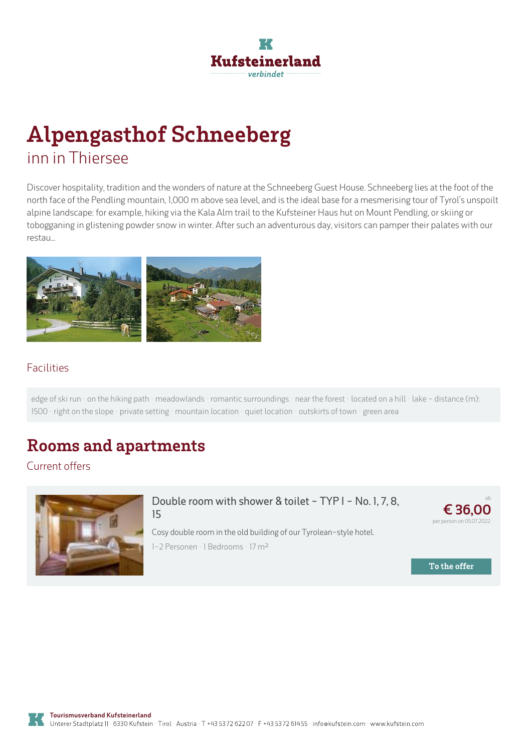# Alpengasthof Schneeberg

inn in Thiersee

Discover hospitality, tradition and the wonders of nature at the Schneeberg Guest House. Schneeberg lies at the foot of the north face of the Pendling mountain, 1,000 m above sea level, and is the ideal base for a mesmerising tour of Tyrol's unspoilt alpine landscape: for example, hiking via the Kala Alm trail to the Kufsteiner Haus hut on Mount Pendling, or skiing or tobogganing in glistening powder snow in winter. After such an adventurous day, visitors can pamper their palates with our restau...

## Facilities

edge of ski run · on the hiking path · meadowlands · romantic surroundings · near the forest · located on a hill · lake - distance (m): 1500 · right on the slope · private setting · mountain location · quiet location · outskirts of town · green area

# Rooms and apartments

## Current offers

### Double room with shower & toilet - TYP I - No. 1, 7, 8, 15

Cosy double room in the old building of our Tyrolean-style hotel.

1-2 Personen · 1 Bedrooms · 17 m²

ab **€ 36,00** per person on 05.07.2022

To the offer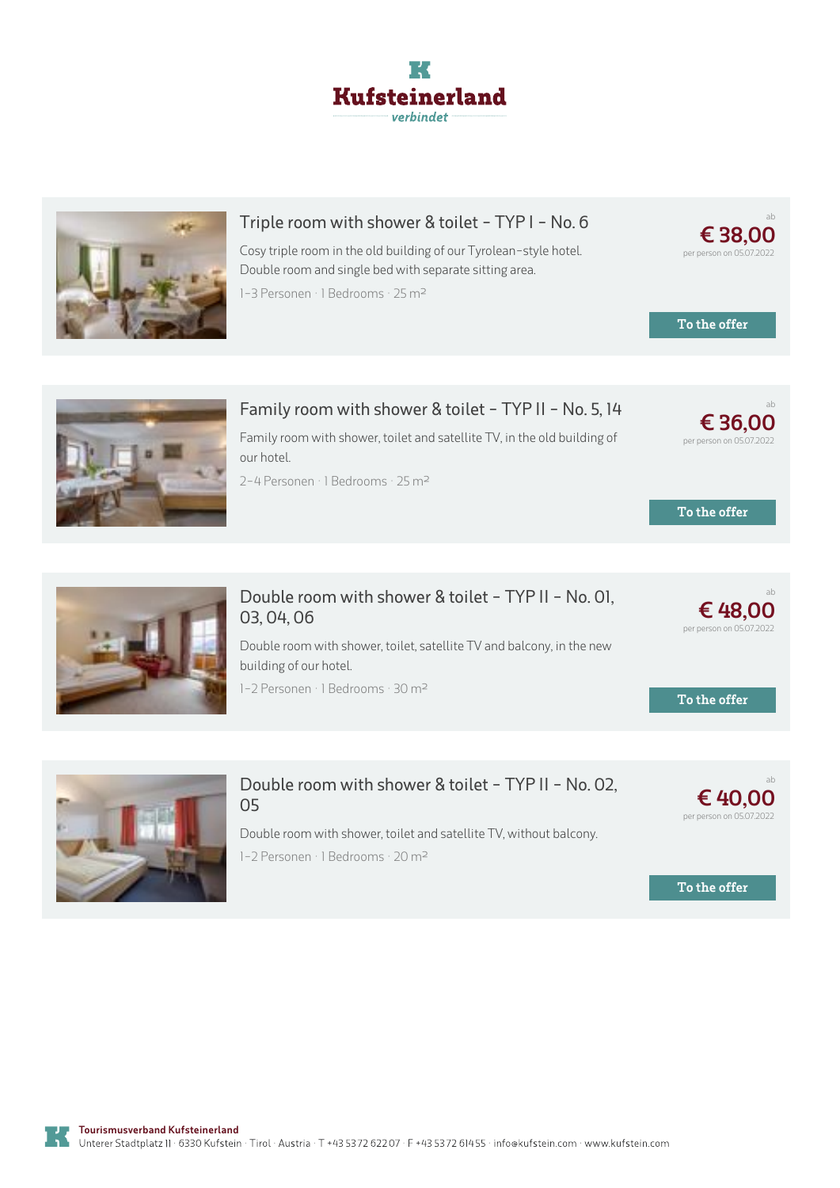Kufsteinerland
verbindet

## Triple room with shower & toilet - TYP I - No. 6

Cosy triple room in the old building of our Tyrolean-style hotel. Double room and single bed with separate sitting area.

1-3 Personen · 1 Bedrooms · 25 m²

ab
**€ 38,00**
per person on 05.07.2022

To the offer

## Family room with shower & toilet - TYP II - No. 5, 14

Family room with shower, toilet and satellite TV, in the old building of our hotel.

2-4 Personen · 1 Bedrooms · 25 m²

ab
**€ 36,00**
per person on 05.07.2022

To the offer

## Double room with shower & toilet - TYP II - No. 01, 03, 04, 06

Double room with shower, toilet, satellite TV and balcony, in the new building of our hotel.

1-2 Personen · 1 Bedrooms · 30 m²

ab
**€ 48,00**
per person on 05.07.2022

To the offer

## Double room with shower & toilet - TYP II - No. 02, 05

Double room with shower, toilet and satellite TV, without balcony.

1-2 Personen · 1 Bedrooms · 20 m²

ab
**€ 40,00**
per person on 05.07.2022

To the offer

**Tourismusverband Kufsteinerland**
Unterer Stadtplatz 11 · 6330 Kufstein · Tirol · Austria · T +43 5372 62207 · F +43 5372 61455 · info@kufstein.com · www.kufstein.com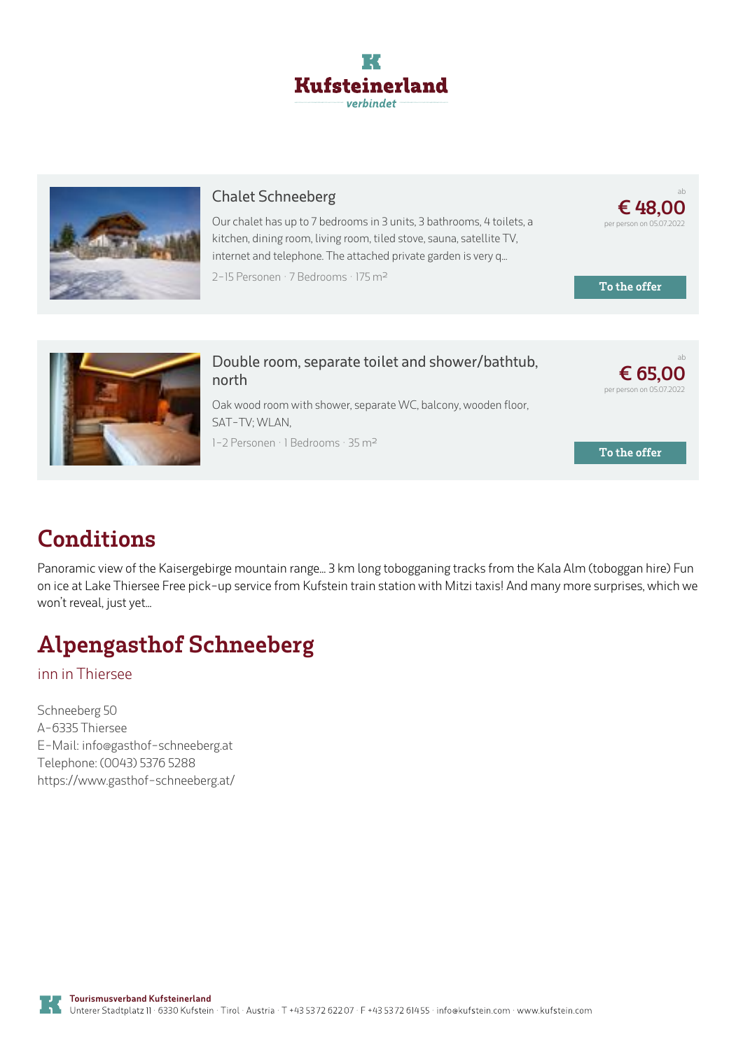### Chalet Schneeberg

Our chalet has up to 7 bedrooms in 3 units, 3 bathrooms, 4 toilets, a kitchen, dining room, living room, tiled stove, sauna, satellite TV, internet and telephone. The attached private garden is very q...

2-15 Personen · 7 Bedrooms · 175 m²

ab **€ 48,00** per person on 05.07.2022

To the offer

### Double room, separate toilet and shower/bathtub, north

Oak wood room with shower, separate WC, balcony, wooden floor, SAT-TV; WLAN,

1-2 Personen · 1 Bedrooms · 35 m²

ab **€ 65,00** per person on 05.07.2022

To the offer

## Conditions

Panoramic view of the Kaisergebirge mountain range... 3 km long tobogganing tracks from the Kala Alm (toboggan hire) Fun on ice at Lake Thiersee Free pick-up service from Kufstein train station with Mitzi taxis! And many more surprises, which we won't reveal, just yet...

## Alpengasthof Schneeberg

inn in Thiersee

Schneeberg 50
A-6335 Thiersee
E-Mail: info@gasthof-schneeberg.at
Telephone: (0043) 5376 5288
https://www.gasthof-schneeberg.at/